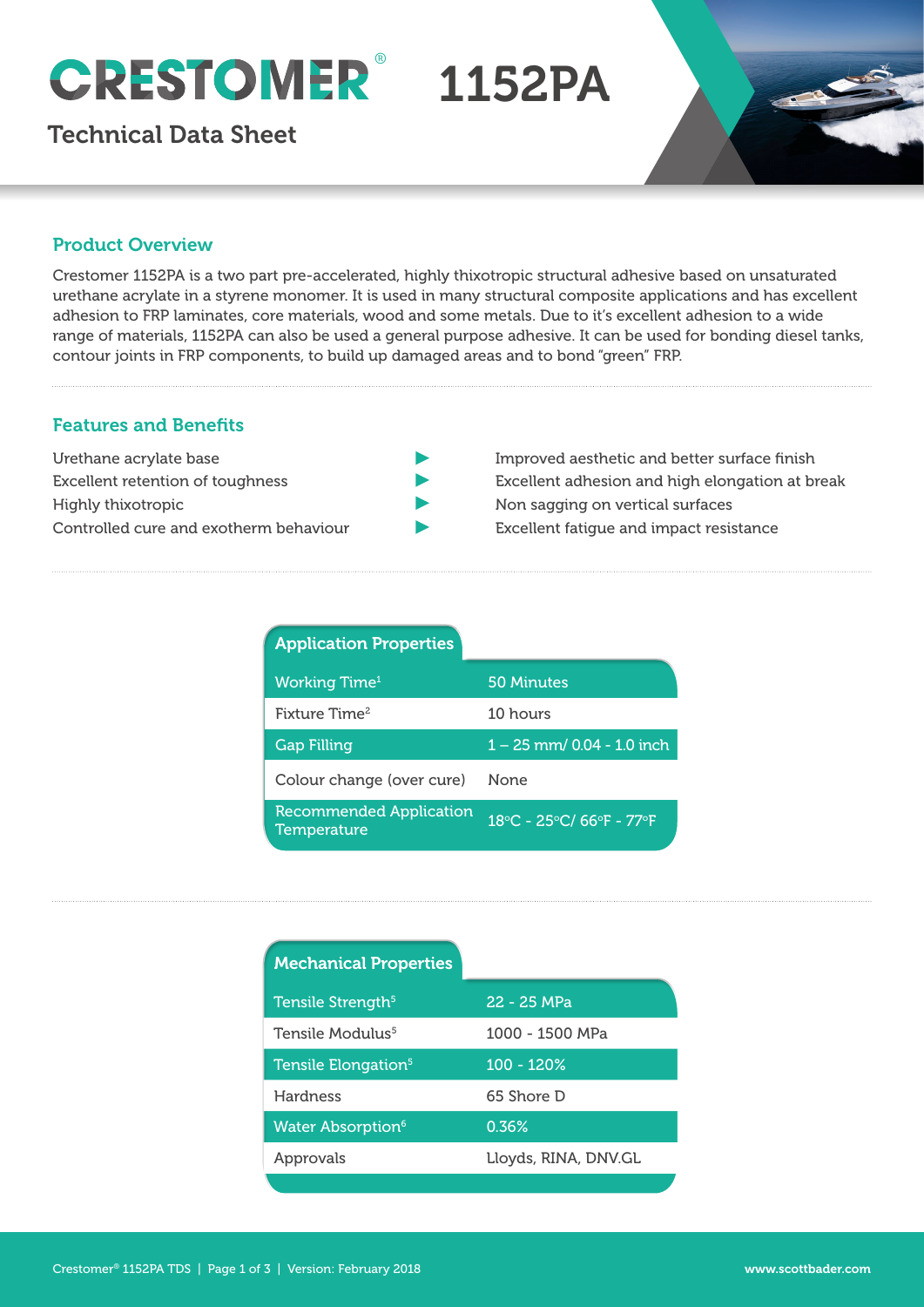# CRESTOMER® 1152PA

## Technical Data Sheet

## Product Overview

Crestomer 1152PA is a two part pre-accelerated, highly thixotropic structural adhesive based on unsaturated urethane acrylate in a styrene monomer. It is used in many structural composite applications and has excellent adhesion to FRP laminates, core materials, wood and some metals. Due to it's excellent adhesion to a wide range of materials, 1152PA can also be used a general purpose adhesive. It can be used for bonding diesel tanks, contour joints in FRP components, to build up damaged areas and to bond "green" FRP.

## Features and Benefits

| Feature | | Benefit |
|---|---|---|
| Urethane acrylate base | ► | Improved aesthetic and better surface finish |
| Excellent retention of toughness | ► | Excellent adhesion and high elongation at break |
| Highly thixotropic | ► | Non sagging on vertical surfaces |
| Controlled cure and exotherm behaviour | ► | Excellent fatigue and impact resistance |

| Application Properties | |
|---|---|
| Working Time[1] | 50 Minutes |
| Fixture Time[2] | 10 hours |
| Gap Filling | 1 – 25 mm/ 0.04 - 1.0 inch |
| Colour change (over cure) | None |
| Recommended Application Temperature | 18°C - 25°C/ 66°F - 77°F |

| Mechanical Properties | |
|---|---|
| Tensile Strength[5] | 22 - 25 MPa |
| Tensile Modulus[5] | 1000 - 1500 MPa |
| Tensile Elongation[5] | 100 - 120% |
| Hardness | 65 Shore D |
| Water Absorption[6] | 0.36% |
| Approvals | Lloyds, RINA, DNV.GL |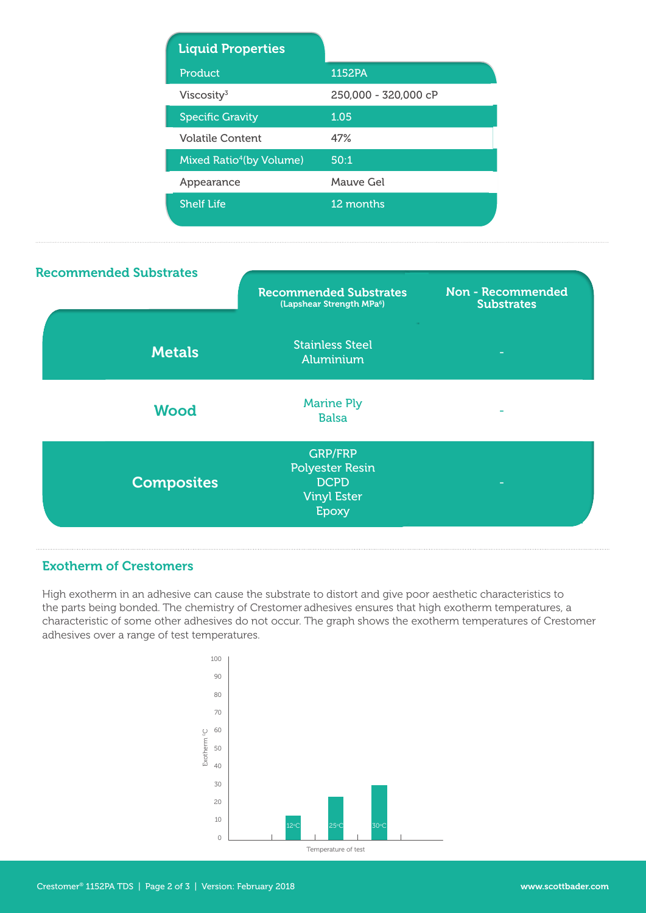## Liquid Properties

| Product | 1152PA |
|---|---|
| Viscosity[3] | 250,000 - 320,000 cP |
| Specific Gravity | 1.05 |
| Volatile Content | 47% |
| Mixed Ratio[4](by Volume) | 50:1 |
| Appearance | Mauve Gel |
| Shelf Life | 12 months |

## Recommended Substrates

| | Recommended Substrates (Lapshear Strength MPa[6]) | Non - Recommended Substrates |
|---|---|---|
| **Metals** | Stainless Steel<br>Aluminium | - |
| **Wood** | Marine Ply<br>Balsa | - |
| **Composites** | GRP/FRP<br>Polyester Resin<br>DCPD<br>Vinyl Ester<br>Epoxy | - |

## Exotherm of Crestomers

High exotherm in an adhesive can cause the substrate to distort and give poor aesthetic characteristics to the parts being bonded. The chemistry of Crestomer adhesives ensures that high exotherm temperatures, a characteristic of some other adhesives do not occur. The graph shows the exotherm temperatures of Crestomer adhesives over a range of test temperatures.

Exotherm °C vs. Temperature of test: 12°C, 25°C, 30°C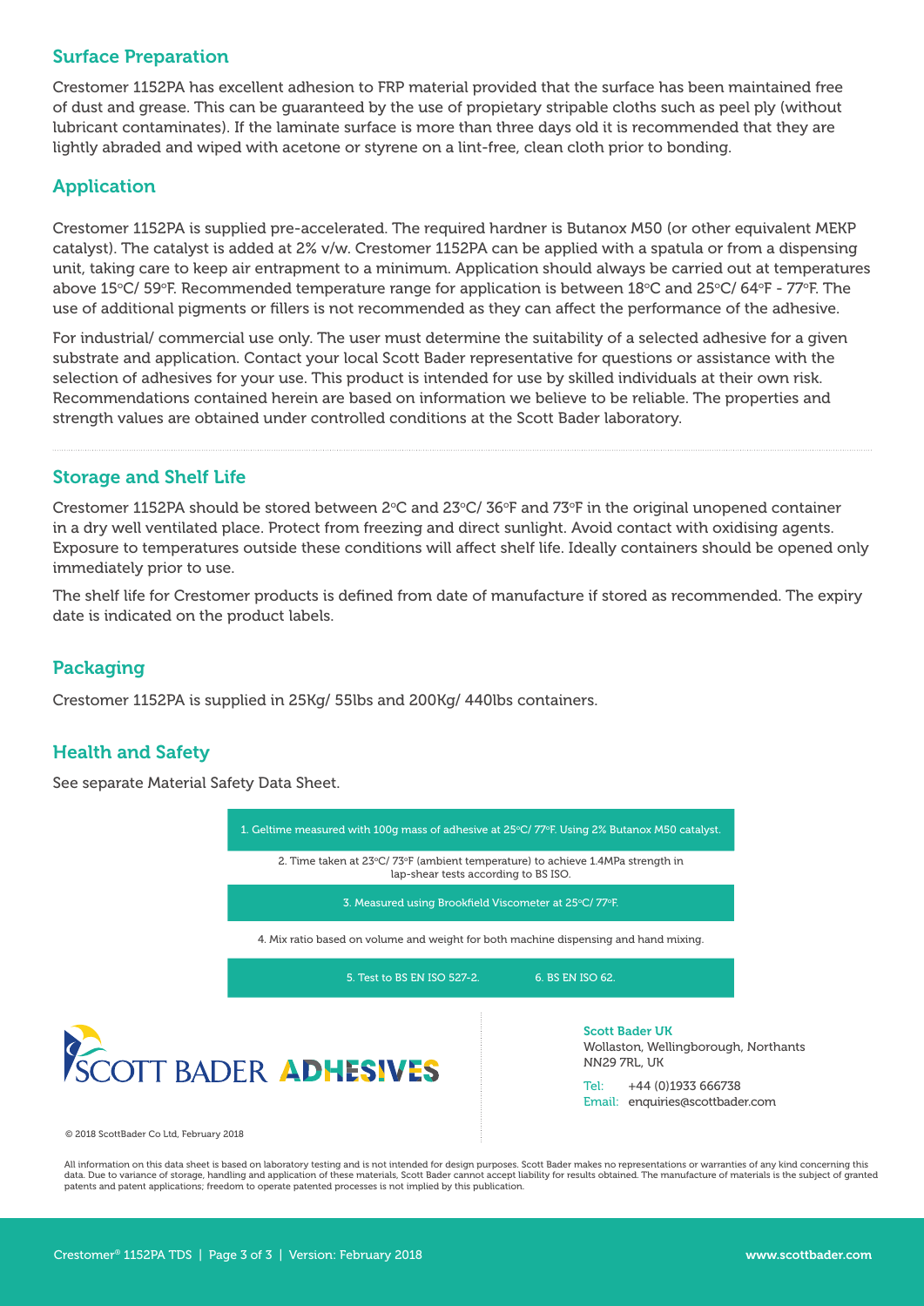## Surface Preparation

Crestomer 1152PA has excellent adhesion to FRP material provided that the surface has been maintained free of dust and grease. This can be guaranteed by the use of propietary stripable cloths such as peel ply (without lubricant contaminates). If the laminate surface is more than three days old it is recommended that they are lightly abraded and wiped with acetone or styrene on a lint-free, clean cloth prior to bonding.

## Application

Crestomer 1152PA is supplied pre-accelerated. The required hardner is Butanox M50 (or other equivalent MEKP catalyst). The catalyst is added at 2% v/w. Crestomer 1152PA can be applied with a spatula or from a dispensing unit, taking care to keep air entrapment to a minimum. Application should always be carried out at temperatures above 15°C/ 59°F. Recommended temperature range for application is between 18°C and 25°C/ 64°F - 77°F. The use of additional pigments or fillers is not recommended as they can affect the performance of the adhesive.

For industrial/ commercial use only. The user must determine the suitability of a selected adhesive for a given substrate and application. Contact your local Scott Bader representative for questions or assistance with the selection of adhesives for your use. This product is intended for use by skilled individuals at their own risk. Recommendations contained herein are based on information we believe to be reliable. The properties and strength values are obtained under controlled conditions at the Scott Bader laboratory.

## Storage and Shelf Life

Crestomer 1152PA should be stored between 2°C and 23°C/ 36°F and 73°F in the original unopened container in a dry well ventilated place. Protect from freezing and direct sunlight. Avoid contact with oxidising agents. Exposure to temperatures outside these conditions will affect shelf life. Ideally containers should be opened only immediately prior to use.

The shelf life for Crestomer products is defined from date of manufacture if stored as recommended. The expiry date is indicated on the product labels.

## Packaging

Crestomer 1152PA is supplied in 25Kg/ 55lbs and 200Kg/ 440lbs containers.

## Health and Safety

See separate Material Safety Data Sheet.

1. Geltime measured with 100g mass of adhesive at 25°C/ 77°F. Using 2% Butanox M50 catalyst.

2. Time taken at 23°C/ 73°F (ambient temperature) to achieve 1.4MPa strength in lap-shear tests according to BS ISO.

3. Measured using Brookfield Viscometer at 25°C/ 77°F.

4. Mix ratio based on volume and weight for both machine dispensing and hand mixing.

5. Test to BS EN ISO 527-2.

6. BS EN ISO 62.

SCOTT BADER ADHESIVES

**Scott Bader UK**
Wollaston, Wellingborough, Northants
NN29 7RL, UK

Tel: +44 (0)1933 666738
Email: enquiries@scottbader.com

© 2018 ScottBader Co Ltd, February 2018

All information on this data sheet is based on laboratory testing and is not intended for design purposes. Scott Bader makes no representations or warranties of any kind concerning this data. Due to variance of storage, handling and application of these materials, Scott Bader cannot accept liability for results obtained. The manufacture of materials is the subject of granted patents and patent applications; freedom to operate patented processes is not implied by this publication.